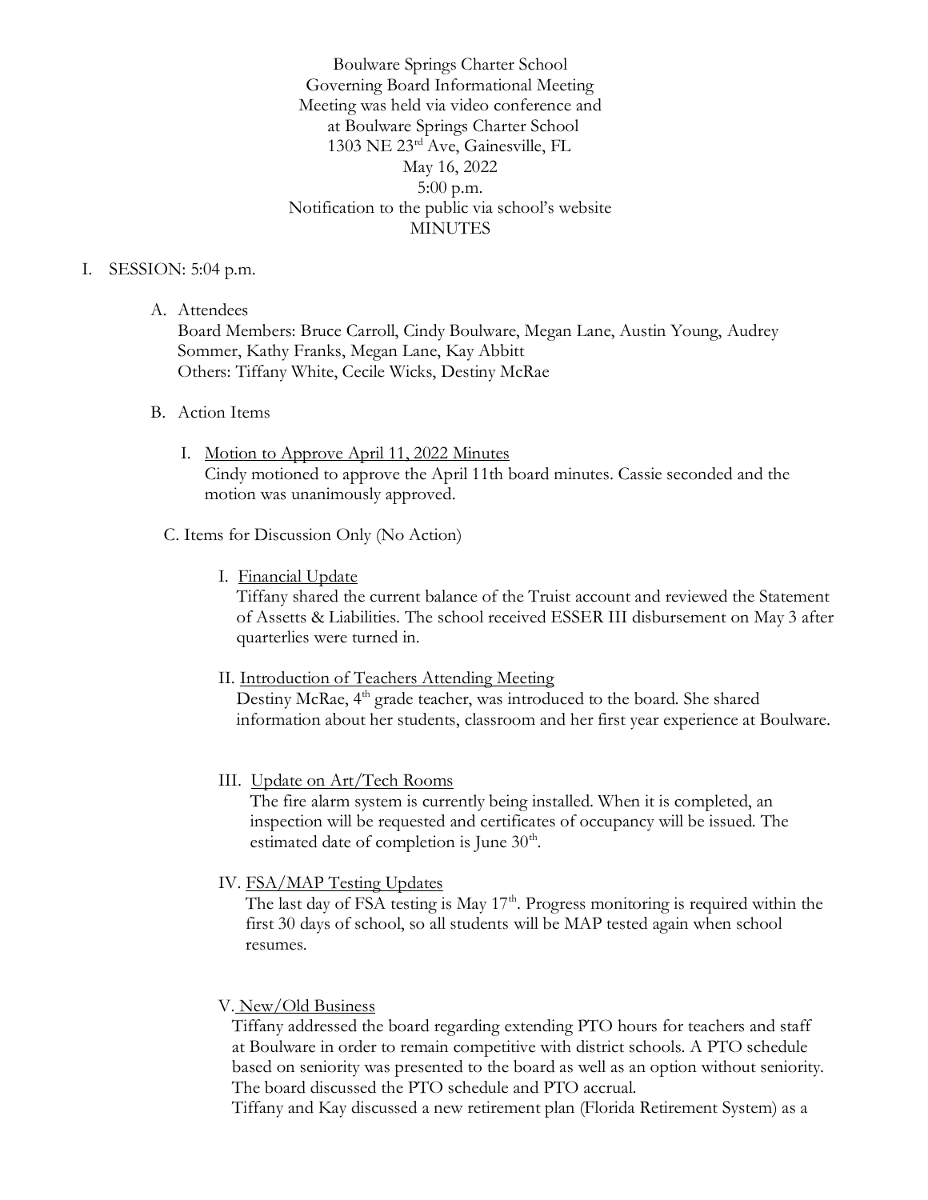Boulware Springs Charter School
Governing Board Informational Meeting
Meeting was held via video conference and
at Boulware Springs Charter School
1303 NE 23rd Ave, Gainesville, FL
May 16, 2022
5:00 p.m.
Notification to the public via school's website
MINUTES

I. SESSION: 5:04 p.m.

A. Attendees
Board Members: Bruce Carroll, Cindy Boulware, Megan Lane, Austin Young, Audrey Sommer, Kathy Franks, Megan Lane, Kay Abbitt
Others: Tiffany White, Cecile Wicks, Destiny McRae

B. Action Items

I. Motion to Approve April 11, 2022 Minutes
Cindy motioned to approve the April 11th board minutes. Cassie seconded and the motion was unanimously approved.

C. Items for Discussion Only (No Action)

I. Financial Update
Tiffany shared the current balance of the Truist account and reviewed the Statement of Assetts & Liabilities. The school received ESSER III disbursement on May 3 after quarterlies were turned in.

II. Introduction of Teachers Attending Meeting
Destiny McRae, 4th grade teacher, was introduced to the board. She shared information about her students, classroom and her first year experience at Boulware.

III. Update on Art/Tech Rooms
The fire alarm system is currently being installed. When it is completed, an inspection will be requested and certificates of occupancy will be issued. The estimated date of completion is June 30th.

IV. FSA/MAP Testing Updates
The last day of FSA testing is May 17th. Progress monitoring is required within the first 30 days of school, so all students will be MAP tested again when school resumes.

V. New/Old Business
Tiffany addressed the board regarding extending PTO hours for teachers and staff at Boulware in order to remain competitive with district schools. A PTO schedule based on seniority was presented to the board as well as an option without seniority. The board discussed the PTO schedule and PTO accrual.
Tiffany and Kay discussed a new retirement plan (Florida Retirement System) as a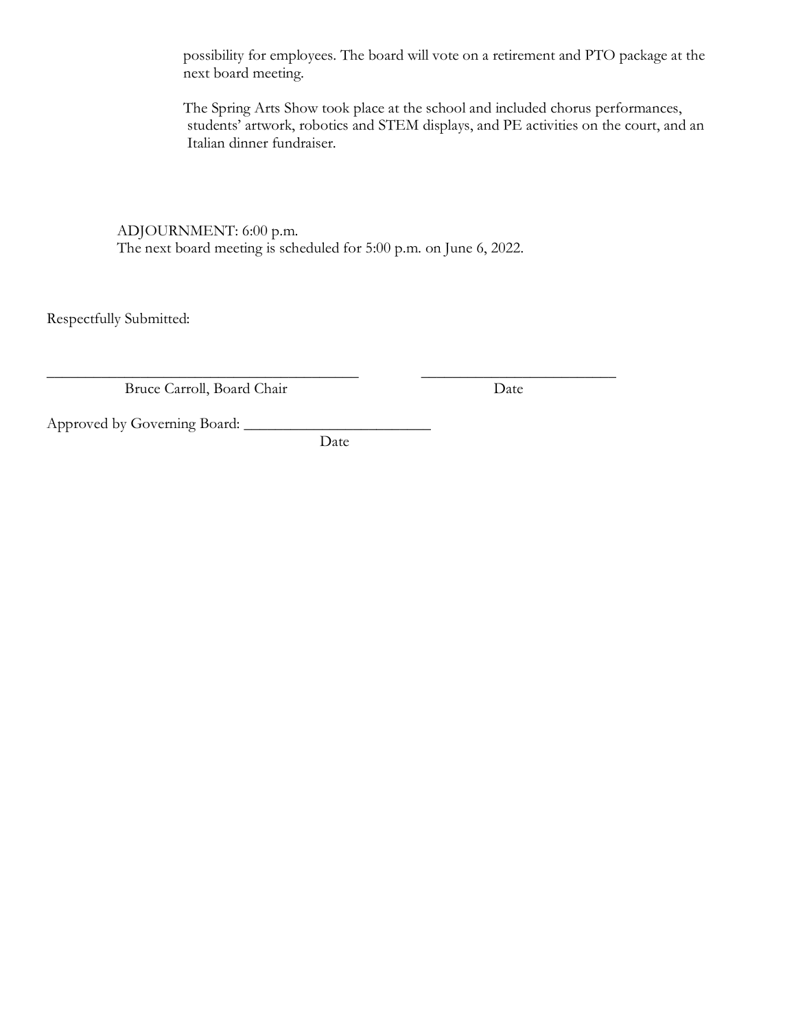possibility for employees. The board will vote on a retirement and PTO package at the next board meeting.

The Spring Arts Show took place at the school and included chorus performances, students' artwork, robotics and STEM displays, and PE activities on the court, and an Italian dinner fundraiser.

ADJOURNMENT: 6:00 p.m.
The next board meeting is scheduled for 5:00 p.m. on June 6, 2022.

Respectfully Submitted:

_________________________________________ _________________________

Bruce Carroll, Board Chair Date

Approved by Governing Board: _______________________

Date